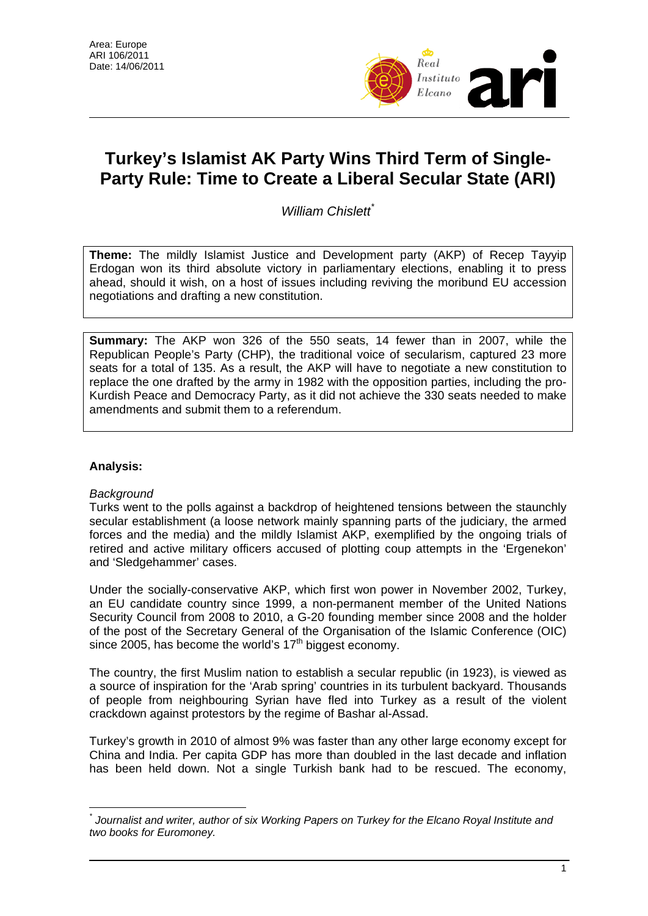Area: Europe
ARI 106/2011
Date: 14/06/2011

# Turkey's Islamist AK Party Wins Third Term of Single-Party Rule: Time to Create a Liberal Secular State (ARI)

*William Chislett*[*]

**Theme:** The mildly Islamist Justice and Development party (AKP) of Recep Tayyip Erdogan won its third absolute victory in parliamentary elections, enabling it to press ahead, should it wish, on a host of issues including reviving the moribund EU accession negotiations and drafting a new constitution.

**Summary:** The AKP won 326 of the 550 seats, 14 fewer than in 2007, while the Republican People's Party (CHP), the traditional voice of secularism, captured 23 more seats for a total of 135. As a result, the AKP will have to negotiate a new constitution to replace the one drafted by the army in 1982 with the opposition parties, including the pro-Kurdish Peace and Democracy Party, as it did not achieve the 330 seats needed to make amendments and submit them to a referendum.

**Analysis:**

*Background*

Turks went to the polls against a backdrop of heightened tensions between the staunchly secular establishment (a loose network mainly spanning parts of the judiciary, the armed forces and the media) and the mildly Islamist AKP, exemplified by the ongoing trials of retired and active military officers accused of plotting coup attempts in the 'Ergenekon' and 'Sledgehammer' cases.

Under the socially-conservative AKP, which first won power in November 2002, Turkey, an EU candidate country since 1999, a non-permanent member of the United Nations Security Council from 2008 to 2010, a G-20 founding member since 2008 and the holder of the post of the Secretary General of the Organisation of the Islamic Conference (OIC) since 2005, has become the world's 17th biggest economy.

The country, the first Muslim nation to establish a secular republic (in 1923), is viewed as a source of inspiration for the 'Arab spring' countries in its turbulent backyard. Thousands of people from neighbouring Syrian have fled into Turkey as a result of the violent crackdown against protestors by the regime of Bashar al-Assad.

Turkey's growth in 2010 of almost 9% was faster than any other large economy except for China and India. Per capita GDP has more than doubled in the last decade and inflation has been held down. Not a single Turkish bank had to be rescued. The economy,

[*] *Journalist and writer, author of six Working Papers on Turkey for the Elcano Royal Institute and two books for Euromoney.*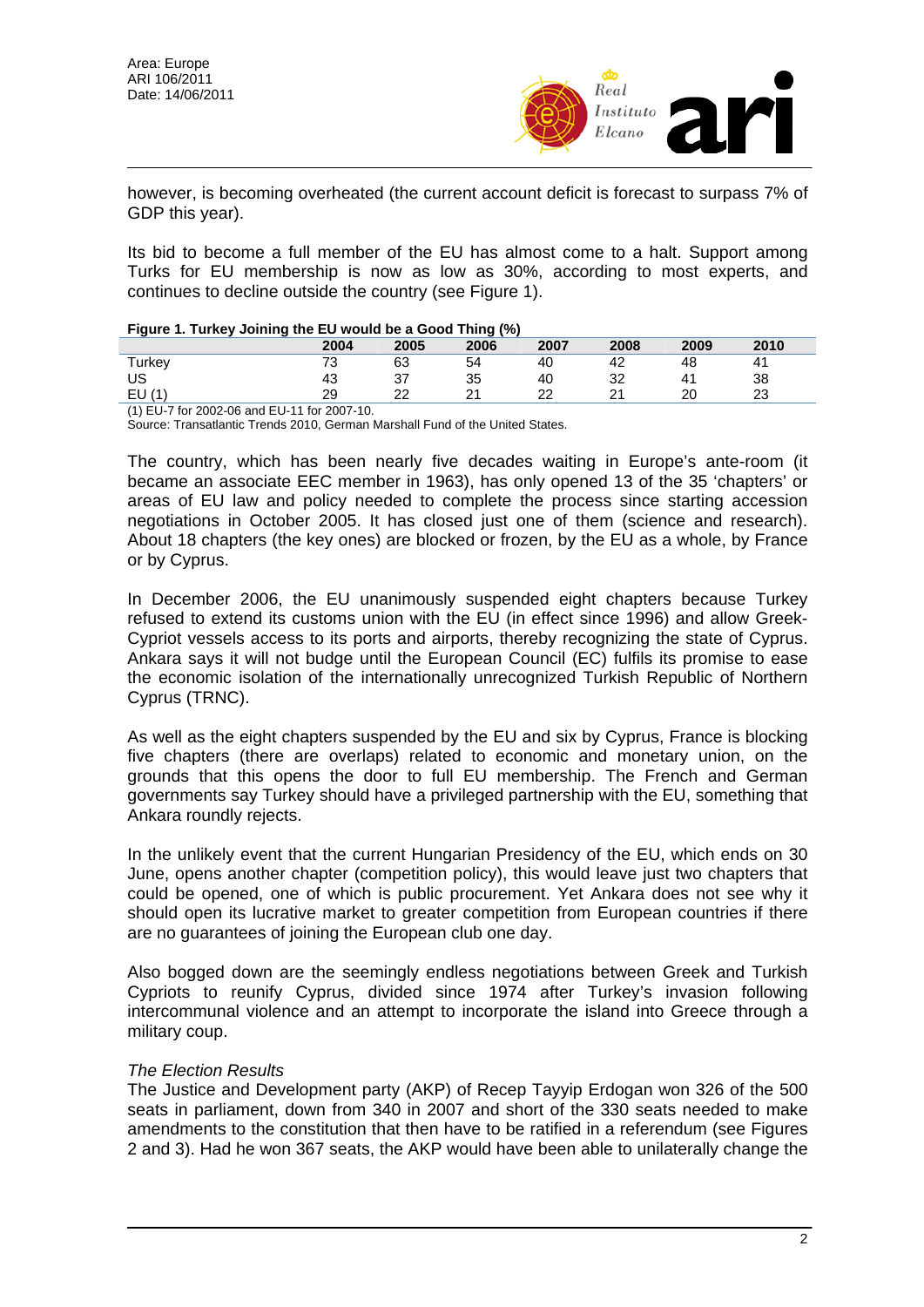however, is becoming overheated (the current account deficit is forecast to surpass 7% of GDP this year).

Its bid to become a full member of the EU has almost come to a halt. Support among Turks for EU membership is now as low as 30%, according to most experts, and continues to decline outside the country (see Figure 1).

**Figure 1. Turkey Joining the EU would be a Good Thing (%)**

| | 2004 | 2005 | 2006 | 2007 | 2008 | 2009 | 2010 |
|---|---|---|---|---|---|---|---|
| Turkey | 73 | 63 | 54 | 40 | 42 | 48 | 41 |
| US | 43 | 37 | 35 | 40 | 32 | 41 | 38 |
| EU (1) | 29 | 22 | 21 | 22 | 21 | 20 | 23 |

(1) EU-7 for 2002-06 and EU-11 for 2007-10.
Source: Transatlantic Trends 2010, German Marshall Fund of the United States.

The country, which has been nearly five decades waiting in Europe's ante-room (it became an associate EEC member in 1963), has only opened 13 of the 35 'chapters' or areas of EU law and policy needed to complete the process since starting accession negotiations in October 2005. It has closed just one of them (science and research). About 18 chapters (the key ones) are blocked or frozen, by the EU as a whole, by France or by Cyprus.

In December 2006, the EU unanimously suspended eight chapters because Turkey refused to extend its customs union with the EU (in effect since 1996) and allow Greek-Cypriot vessels access to its ports and airports, thereby recognizing the state of Cyprus. Ankara says it will not budge until the European Council (EC) fulfils its promise to ease the economic isolation of the internationally unrecognized Turkish Republic of Northern Cyprus (TRNC).

As well as the eight chapters suspended by the EU and six by Cyprus, France is blocking five chapters (there are overlaps) related to economic and monetary union, on the grounds that this opens the door to full EU membership. The French and German governments say Turkey should have a privileged partnership with the EU, something that Ankara roundly rejects.

In the unlikely event that the current Hungarian Presidency of the EU, which ends on 30 June, opens another chapter (competition policy), this would leave just two chapters that could be opened, one of which is public procurement. Yet Ankara does not see why it should open its lucrative market to greater competition from European countries if there are no guarantees of joining the European club one day.

Also bogged down are the seemingly endless negotiations between Greek and Turkish Cypriots to reunify Cyprus, divided since 1974 after Turkey's invasion following intercommunal violence and an attempt to incorporate the island into Greece through a military coup.

*The Election Results*

The Justice and Development party (AKP) of Recep Tayyip Erdogan won 326 of the 500 seats in parliament, down from 340 in 2007 and short of the 330 seats needed to make amendments to the constitution that then have to be ratified in a referendum (see Figures 2 and 3). Had he won 367 seats, the AKP would have been able to unilaterally change the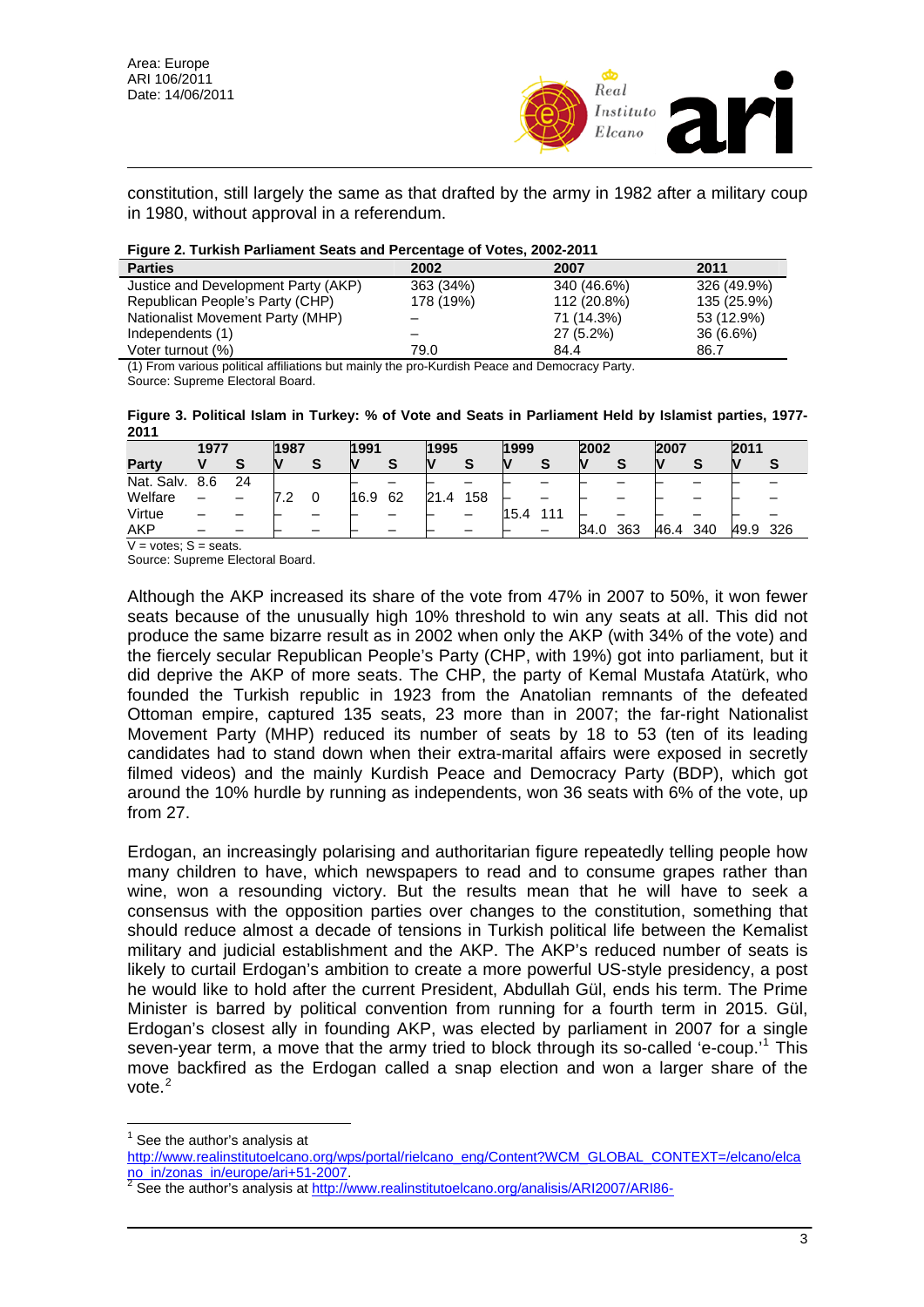constitution, still largely the same as that drafted by the army in 1982 after a military coup in 1980, without approval in a referendum.

**Figure 2. Turkish Parliament Seats and Percentage of Votes, 2002-2011**

| Parties | 2002 | 2007 | 2011 |
|---|---|---|---|
| Justice and Development Party (AKP) | 363 (34%) | 340 (46.6%) | 326 (49.9%) |
| Republican People's Party (CHP) | 178 (19%) | 112 (20.8%) | 135 (25.9%) |
| Nationalist Movement Party (MHP) | – | 71 (14.3%) | 53 (12.9%) |
| Independents (1) | – | 27 (5.2%) | 36 (6.6%) |
| Voter turnout (%) | 79.0 | 84.4 | 86.7 |

(1) From various political affiliations but mainly the pro-Kurdish Peace and Democracy Party.
Source: Supreme Electoral Board.

**Figure 3. Political Islam in Turkey: % of Vote and Seats in Parliament Held by Islamist parties, 1977-2011**

| | 1977 | | 1987 | | 1991 | | 1995 | | 1999 | | 2002 | | 2007 | | 2011 | |
|---|---|---|---|---|---|---|---|---|---|---|---|---|---|---|---|---|
| Party | V | S | V | S | V | S | V | S | V | S | V | S | V | S | V | S |
| Nat. Salv. | 8.6 | 24 | | | – | – | – | – | – | – | – | – | – | – | – | – |
| Welfare | – | – | 7.2 | 0 | 16.9 | 62 | 21.4 | 158 | – | – | – | – | – | – | – | – |
| Virtue | – | – | – | – | – | – | – | – | 15.4 | 111 | – | – | – | – | – | – |
| AKP | – | – | – | – | – | – | – | – | – | – | 34.0 | 363 | 46.4 | 340 | 49.9 | 326 |

V = votes; S = seats.
Source: Supreme Electoral Board.

Although the AKP increased its share of the vote from 47% in 2007 to 50%, it won fewer seats because of the unusually high 10% threshold to win any seats at all. This did not produce the same bizarre result as in 2002 when only the AKP (with 34% of the vote) and the fiercely secular Republican People's Party (CHP, with 19%) got into parliament, but it did deprive the AKP of more seats. The CHP, the party of Kemal Mustafa Atatürk, who founded the Turkish republic in 1923 from the Anatolian remnants of the defeated Ottoman empire, captured 135 seats, 23 more than in 2007; the far-right Nationalist Movement Party (MHP) reduced its number of seats by 18 to 53 (ten of its leading candidates had to stand down when their extra-marital affairs were exposed in secretly filmed videos) and the mainly Kurdish Peace and Democracy Party (BDP), which got around the 10% hurdle by running as independents, won 36 seats with 6% of the vote, up from 27.

Erdogan, an increasingly polarising and authoritarian figure repeatedly telling people how many children to have, which newspapers to read and to consume grapes rather than wine, won a resounding victory. But the results mean that he will have to seek a consensus with the opposition parties over changes to the constitution, something that should reduce almost a decade of tensions in Turkish political life between the Kemalist military and judicial establishment and the AKP. The AKP's reduced number of seats is likely to curtail Erdogan's ambition to create a more powerful US-style presidency, a post he would like to hold after the current President, Abdullah Gül, ends his term. The Prime Minister is barred by political convention from running for a fourth term in 2015. Gül, Erdogan's closest ally in founding AKP, was elected by parliament in 2007 for a single seven-year term, a move that the army tried to block through its so-called 'e-coup.'[1] This move backfired as the Erdogan called a snap election and won a larger share of the vote.[2]

[1] See the author's analysis at http://www.realinstitutoelcano.org/wps/portal/rielcano_eng/Content?WCM_GLOBAL_CONTEXT=/elcano/elcano_in/zonas_in/europe/ari+51-2007.

[2] See the author's analysis at http://www.realinstitutoelcano.org/analisis/ARI2007/ARI86-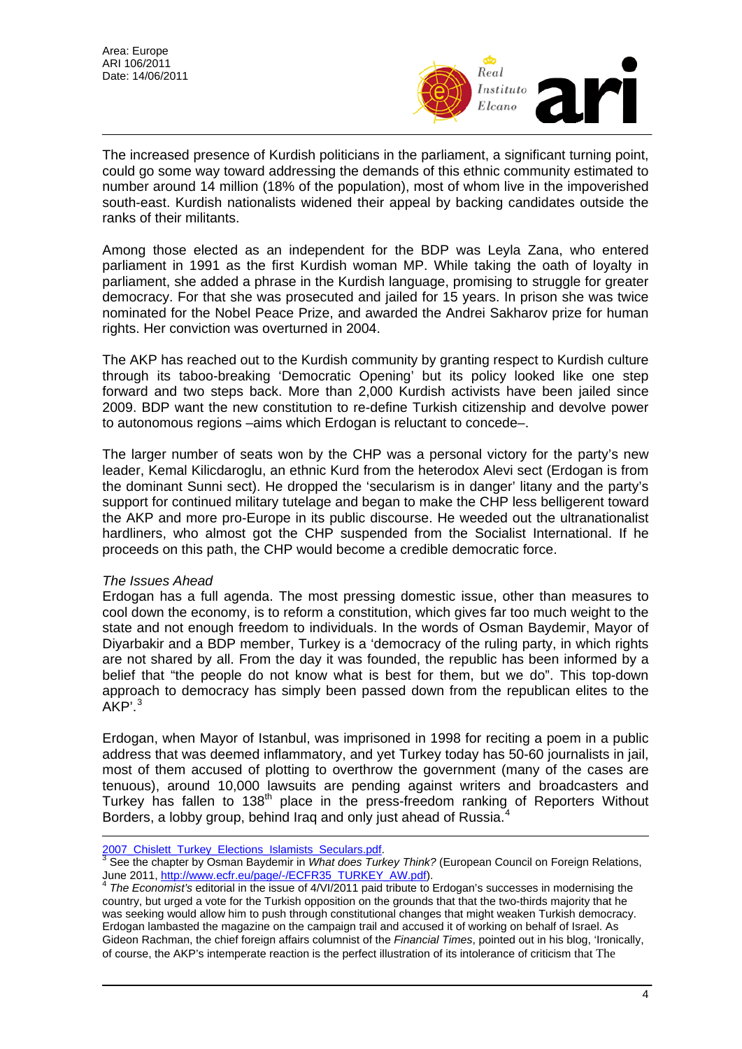The increased presence of Kurdish politicians in the parliament, a significant turning point, could go some way toward addressing the demands of this ethnic community estimated to number around 14 million (18% of the population), most of whom live in the impoverished south-east. Kurdish nationalists widened their appeal by backing candidates outside the ranks of their militants.

Among those elected as an independent for the BDP was Leyla Zana, who entered parliament in 1991 as the first Kurdish woman MP. While taking the oath of loyalty in parliament, she added a phrase in the Kurdish language, promising to struggle for greater democracy. For that she was prosecuted and jailed for 15 years. In prison she was twice nominated for the Nobel Peace Prize, and awarded the Andrei Sakharov prize for human rights. Her conviction was overturned in 2004.

The AKP has reached out to the Kurdish community by granting respect to Kurdish culture through its taboo-breaking 'Democratic Opening' but its policy looked like one step forward and two steps back. More than 2,000 Kurdish activists have been jailed since 2009. BDP want the new constitution to re-define Turkish citizenship and devolve power to autonomous regions –aims which Erdogan is reluctant to concede–.

The larger number of seats won by the CHP was a personal victory for the party's new leader, Kemal Kilicdaroglu, an ethnic Kurd from the heterodox Alevi sect (Erdogan is from the dominant Sunni sect). He dropped the 'secularism is in danger' litany and the party's support for continued military tutelage and began to make the CHP less belligerent toward the AKP and more pro-Europe in its public discourse. He weeded out the ultranationalist hardliners, who almost got the CHP suspended from the Socialist International. If he proceeds on this path, the CHP would become a credible democratic force.

*The Issues Ahead*

Erdogan has a full agenda. The most pressing domestic issue, other than measures to cool down the economy, is to reform a constitution, which gives far too much weight to the state and not enough freedom to individuals. In the words of Osman Baydemir, Mayor of Diyarbakir and a BDP member, Turkey is a 'democracy of the ruling party, in which rights are not shared by all. From the day it was founded, the republic has been informed by a belief that "the people do not know what is best for them, but we do". This top-down approach to democracy has simply been passed down from the republican elites to the AKP'.[3]

Erdogan, when Mayor of Istanbul, was imprisoned in 1998 for reciting a poem in a public address that was deemed inflammatory, and yet Turkey today has 50-60 journalists in jail, most of them accused of plotting to overthrow the government (many of the cases are tenuous), around 10,000 lawsuits are pending against writers and broadcasters and Turkey has fallen to 138th place in the press-freedom ranking of Reporters Without Borders, a lobby group, behind Iraq and only just ahead of Russia.[4]

---

2007_Chislett_Turkey_Elections_Islamists_Seculars.pdf.

[3] See the chapter by Osman Baydemir in *What does Turkey Think?* (European Council on Foreign Relations, June 2011, http://www.ecfr.eu/page/-/ECFR35_TURKEY_AW.pdf).

[4] *The Economist's* editorial in the issue of 4/VI/2011 paid tribute to Erdogan's successes in modernising the country, but urged a vote for the Turkish opposition on the grounds that that the two-thirds majority that he was seeking would allow him to push through constitutional changes that might weaken Turkish democracy. Erdogan lambasted the magazine on the campaign trail and accused it of working on behalf of Israel. As Gideon Rachman, the chief foreign affairs columnist of the *Financial Times*, pointed out in his blog, 'Ironically, of course, the AKP's intemperate reaction is the perfect illustration of its intolerance of criticism that The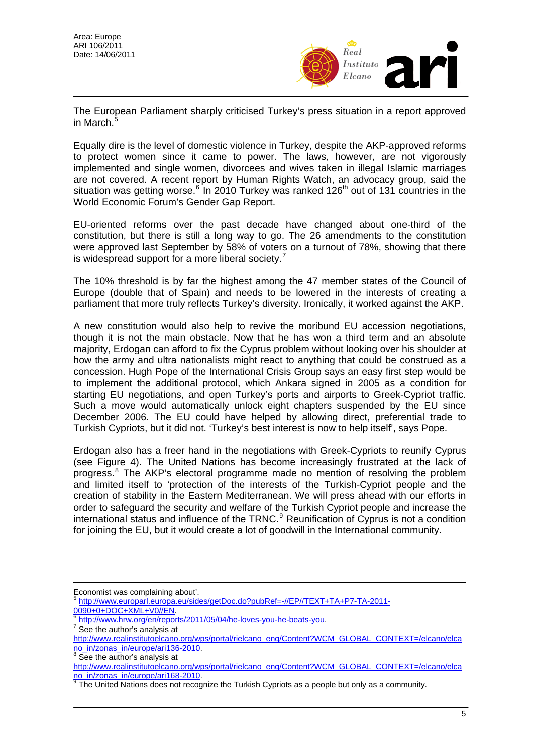The European Parliament sharply criticised Turkey's press situation in a report approved in March.[5]

Equally dire is the level of domestic violence in Turkey, despite the AKP-approved reforms to protect women since it came to power. The laws, however, are not vigorously implemented and single women, divorcees and wives taken in illegal Islamic marriages are not covered. A recent report by Human Rights Watch, an advocacy group, said the situation was getting worse.[6] In 2010 Turkey was ranked 126th out of 131 countries in the World Economic Forum's Gender Gap Report.

EU-oriented reforms over the past decade have changed about one-third of the constitution, but there is still a long way to go. The 26 amendments to the constitution were approved last September by 58% of voters on a turnout of 78%, showing that there is widespread support for a more liberal society.[7]

The 10% threshold is by far the highest among the 47 member states of the Council of Europe (double that of Spain) and needs to be lowered in the interests of creating a parliament that more truly reflects Turkey's diversity. Ironically, it worked against the AKP.

A new constitution would also help to revive the moribund EU accession negotiations, though it is not the main obstacle. Now that he has won a third term and an absolute majority, Erdogan can afford to fix the Cyprus problem without looking over his shoulder at how the army and ultra nationalists might react to anything that could be construed as a concession. Hugh Pope of the International Crisis Group says an easy first step would be to implement the additional protocol, which Ankara signed in 2005 as a condition for starting EU negotiations, and open Turkey's ports and airports to Greek-Cypriot traffic. Such a move would automatically unlock eight chapters suspended by the EU since December 2006. The EU could have helped by allowing direct, preferential trade to Turkish Cypriots, but it did not. 'Turkey's best interest is now to help itself', says Pope.

Erdogan also has a freer hand in the negotiations with Greek-Cypriots to reunify Cyprus (see Figure 4). The United Nations has become increasingly frustrated at the lack of progress.[8] The AKP's electoral programme made no mention of resolving the problem and limited itself to 'protection of the interests of the Turkish-Cypriot people and the creation of stability in the Eastern Mediterranean. We will press ahead with our efforts in order to safeguard the security and welfare of the Turkish Cypriot people and increase the international status and influence of the TRNC.[9] Reunification of Cyprus is not a condition for joining the EU, but it would create a lot of goodwill in the International community.

---

Economist was complaining about'.

[5] http://www.europarl.europa.eu/sides/getDoc.do?pubRef=-//EP//TEXT+TA+P7-TA-2011-0090+0+DOC+XML+V0//EN.

[6] http://www.hrw.org/en/reports/2011/05/04/he-loves-you-he-beats-you.

[7] See the author's analysis at http://www.realinstitutoelcano.org/wps/portal/rielcano_eng/Content?WCM_GLOBAL_CONTEXT=/elcano/elcano_in/zonas_in/europe/ari136-2010.

[8] See the author's analysis at http://www.realinstitutoelcano.org/wps/portal/rielcano_eng/Content?WCM_GLOBAL_CONTEXT=/elcano/elcano_in/zonas_in/europe/ari168-2010.

[9] The United Nations does not recognize the Turkish Cypriots as a people but only as a community.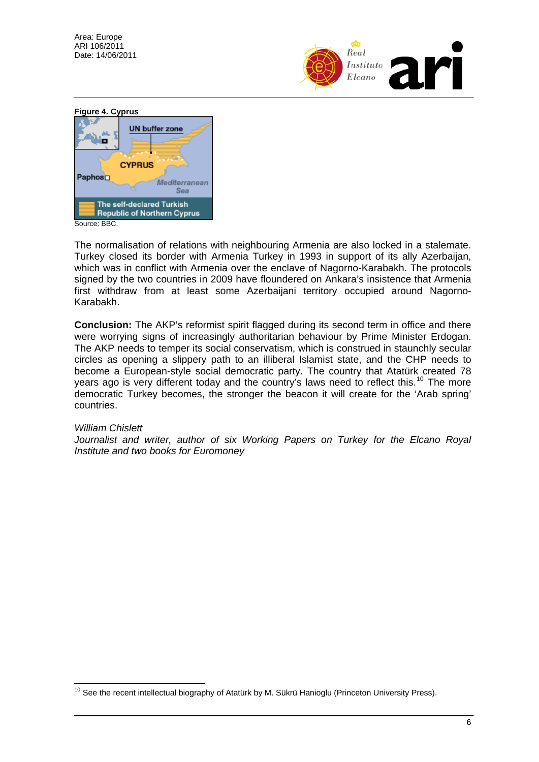**Figure 4. Cyprus**

UN buffer zone

CYPRUS

Paphos

Mediterranean Sea

The self-declared Turkish Republic of Northern Cyprus

Source: BBC.

The normalisation of relations with neighbouring Armenia are also locked in a stalemate. Turkey closed its border with Armenia Turkey in 1993 in support of its ally Azerbaijan, which was in conflict with Armenia over the enclave of Nagorno-Karabakh. The protocols signed by the two countries in 2009 have floundered on Ankara's insistence that Armenia first withdraw from at least some Azerbaijani territory occupied around Nagorno-Karabakh.

**Conclusion:** The AKP's reformist spirit flagged during its second term in office and there were worrying signs of increasingly authoritarian behaviour by Prime Minister Erdogan. The AKP needs to temper its social conservatism, which is construed in staunchly secular circles as opening a slippery path to an illiberal Islamist state, and the CHP needs to become a European-style social democratic party. The country that Atatürk created 78 years ago is very different today and the country's laws need to reflect this.[10] The more democratic Turkey becomes, the stronger the beacon it will create for the 'Arab spring' countries.

*William Chislett*
*Journalist and writer, author of six Working Papers on Turkey for the Elcano Royal Institute and two books for Euromoney*

[10] See the recent intellectual biography of Atatürk by M. Sükrü Hanioglu (Princeton University Press).